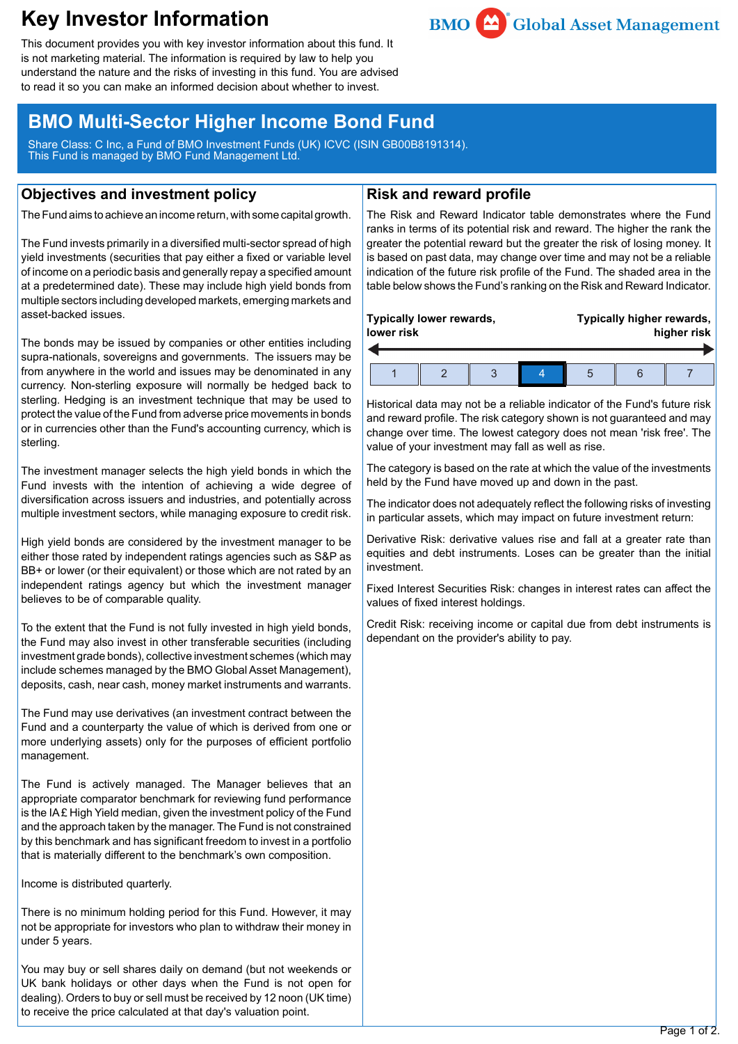# Key Investor Information

This document provides you with key investor information about this fund. It is not marketing material. The information is required by law to help you understand the nature and the risks of investing in this fund. You are advised to read it so you can make an informed decision about whether to invest.

BMO Global Asset Management

## BMO Multi-Sector Higher Income Bond Fund

Share Class: C Inc, a Fund of BMO Investment Funds (UK) ICVC (ISIN GB00B8191314).
This Fund is managed by BMO Fund Management Ltd.

## Objectives and investment policy

The Fund aims to achieve an income return, with some capital growth.

The Fund invests primarily in a diversified multi-sector spread of high yield investments (securities that pay either a fixed or variable level of income on a periodic basis and generally repay a specified amount at a predetermined date). These may include high yield bonds from multiple sectors including developed markets, emerging markets and asset-backed issues.

The bonds may be issued by companies or other entities including supra-nationals, sovereigns and governments. The issuers may be from anywhere in the world and issues may be denominated in any currency. Non-sterling exposure will normally be hedged back to sterling. Hedging is an investment technique that may be used to protect the value of the Fund from adverse price movements in bonds or in currencies other than the Fund's accounting currency, which is sterling.

The investment manager selects the high yield bonds in which the Fund invests with the intention of achieving a wide degree of diversification across issuers and industries, and potentially across multiple investment sectors, while managing exposure to credit risk.

High yield bonds are considered by the investment manager to be either those rated by independent ratings agencies such as S&P as BB+ or lower (or their equivalent) or those which are not rated by an independent ratings agency but which the investment manager believes to be of comparable quality.

To the extent that the Fund is not fully invested in high yield bonds, the Fund may also invest in other transferable securities (including investment grade bonds), collective investment schemes (which may include schemes managed by the BMO Global Asset Management), deposits, cash, near cash, money market instruments and warrants.

The Fund may use derivatives (an investment contract between the Fund and a counterparty the value of which is derived from one or more underlying assets) only for the purposes of efficient portfolio management.

The Fund is actively managed. The Manager believes that an appropriate comparator benchmark for reviewing fund performance is the IA £ High Yield median, given the investment policy of the Fund and the approach taken by the manager. The Fund is not constrained by this benchmark and has significant freedom to invest in a portfolio that is materially different to the benchmark's own composition.

Income is distributed quarterly.

There is no minimum holding period for this Fund. However, it may not be appropriate for investors who plan to withdraw their money in under 5 years.

You may buy or sell shares daily on demand (but not weekends or UK bank holidays or other days when the Fund is not open for dealing). Orders to buy or sell must be received by 12 noon (UK time) to receive the price calculated at that day's valuation point.

## Risk and reward profile

The Risk and Reward Indicator table demonstrates where the Fund ranks in terms of its potential risk and reward. The higher the rank the greater the potential reward but the greater the risk of losing money. It is based on past data, may change over time and may not be a reliable indication of the future risk profile of the Fund. The shaded area in the table below shows the Fund's ranking on the Risk and Reward Indicator.

**Typically lower rewards, lower risk** ← → **Typically higher rewards, higher risk**

| 1 | 2 | 3 | **4** | 5 | 6 | 7 |
|---|---|---|---|---|---|---|

Historical data may not be a reliable indicator of the Fund's future risk and reward profile. The risk category shown is not guaranteed and may change over time. The lowest category does not mean 'risk free'. The value of your investment may fall as well as rise.

The category is based on the rate at which the value of the investments held by the Fund have moved up and down in the past.

The indicator does not adequately reflect the following risks of investing in particular assets, which may impact on future investment return:

Derivative Risk: derivative values rise and fall at a greater rate than equities and debt instruments. Loses can be greater than the initial investment.

Fixed Interest Securities Risk: changes in interest rates can affect the values of fixed interest holdings.

Credit Risk: receiving income or capital due from debt instruments is dependant on the provider's ability to pay.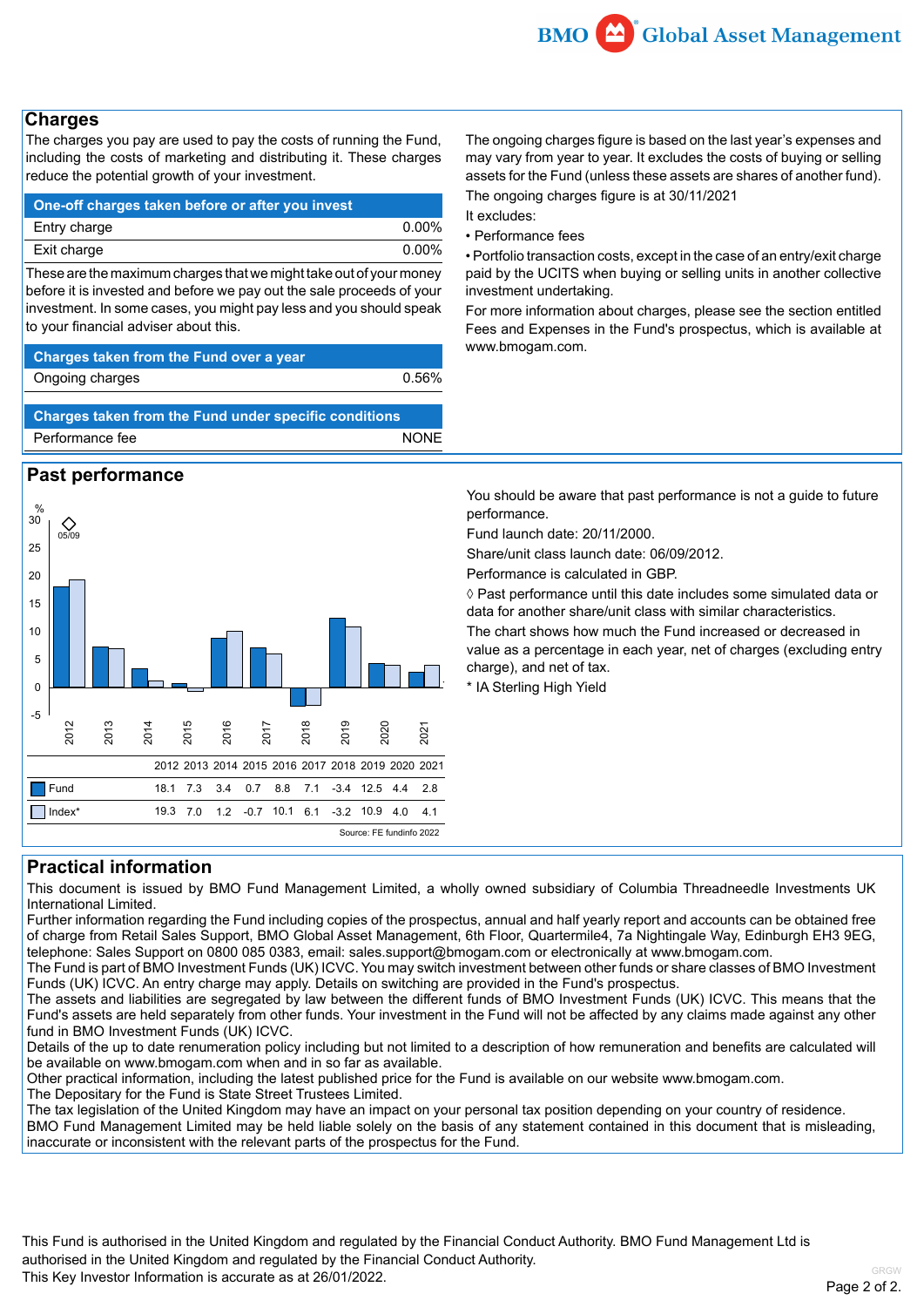## Charges

The charges you pay are used to pay the costs of running the Fund, including the costs of marketing and distributing it. These charges reduce the potential growth of your investment.

| One-off charges taken before or after you invest | |
|---|---|
| Entry charge | 0.00% |
| Exit charge | 0.00% |

These are the maximum charges that we might take out of your money before it is invested and before we pay out the sale proceeds of your investment. In some cases, you might pay less and you should speak to your financial adviser about this.

| Charges taken from the Fund over a year | |
|---|---|
| Ongoing charges | 0.56% |

| Charges taken from the Fund under specific conditions | |
|---|---|
| Performance fee | NONE |

The ongoing charges figure is based on the last year's expenses and may vary from year to year. It excludes the costs of buying or selling assets for the Fund (unless these assets are shares of another fund).

The ongoing charges figure is at 30/11/2021

It excludes:

- Performance fees
- Portfolio transaction costs, except in the case of an entry/exit charge paid by the UCITS when buying or selling units in another collective investment undertaking.

For more information about charges, please see the section entitled Fees and Expenses in the Fund's prospectus, which is available at www.bmogam.com.

## Past performance

%

30 25 20 15 10 5 0 -5

◊ 05/09

2012 2013 2014 2015 2016 2017 2018 2019 2020 2021

| | 2012 | 2013 | 2014 | 2015 | 2016 | 2017 | 2018 | 2019 | 2020 | 2021 |
|---|---|---|---|---|---|---|---|---|---|---|
| Fund | 18.1 | 7.3 | 3.4 | 0.7 | 8.8 | 7.1 | -3.4 | 12.5 | 4.4 | 2.8 |
| Index* | 19.3 | 7.0 | 1.2 | -0.7 | 10.1 | 6.1 | -3.2 | 10.9 | 4.0 | 4.1 |

Source: FE fundinfo 2022

You should be aware that past performance is not a guide to future performance.

Fund launch date: 20/11/2000.

Share/unit class launch date: 06/09/2012.

Performance is calculated in GBP.

◊ Past performance until this date includes some simulated data or data for another share/unit class with similar characteristics.

The chart shows how much the Fund increased or decreased in value as a percentage in each year, net of charges (excluding entry charge), and net of tax.

\* IA Sterling High Yield

## Practical information

This document is issued by BMO Fund Management Limited, a wholly owned subsidiary of Columbia Threadneedle Investments UK International Limited.

Further information regarding the Fund including copies of the prospectus, annual and half yearly report and accounts can be obtained free of charge from Retail Sales Support, BMO Global Asset Management, 6th Floor, Quartermile4, 7a Nightingale Way, Edinburgh EH3 9EG, telephone: Sales Support on 0800 085 0383, email: sales.support@bmogam.com or electronically at www.bmogam.com.

The Fund is part of BMO Investment Funds (UK) ICVC. You may switch investment between other funds or share classes of BMO Investment Funds (UK) ICVC. An entry charge may apply. Details on switching are provided in the Fund's prospectus.

The assets and liabilities are segregated by law between the different funds of BMO Investment Funds (UK) ICVC. This means that the Fund's assets are held separately from other funds. Your investment in the Fund will not be affected by any claims made against any other fund in BMO Investment Funds (UK) ICVC.

Details of the up to date renumeration policy including but not limited to a description of how remuneration and benefits are calculated will be available on www.bmogam.com when and in so far as available.

Other practical information, including the latest published price for the Fund is available on our website www.bmogam.com.

The Depositary for the Fund is State Street Trustees Limited.

The tax legislation of the United Kingdom may have an impact on your personal tax position depending on your country of residence.

BMO Fund Management Limited may be held liable solely on the basis of any statement contained in this document that is misleading, inaccurate or inconsistent with the relevant parts of the prospectus for the Fund.

This Fund is authorised in the United Kingdom and regulated by the Financial Conduct Authority. BMO Fund Management Ltd is authorised in the United Kingdom and regulated by the Financial Conduct Authority.

This Key Investor Information is accurate as at 26/01/2022.